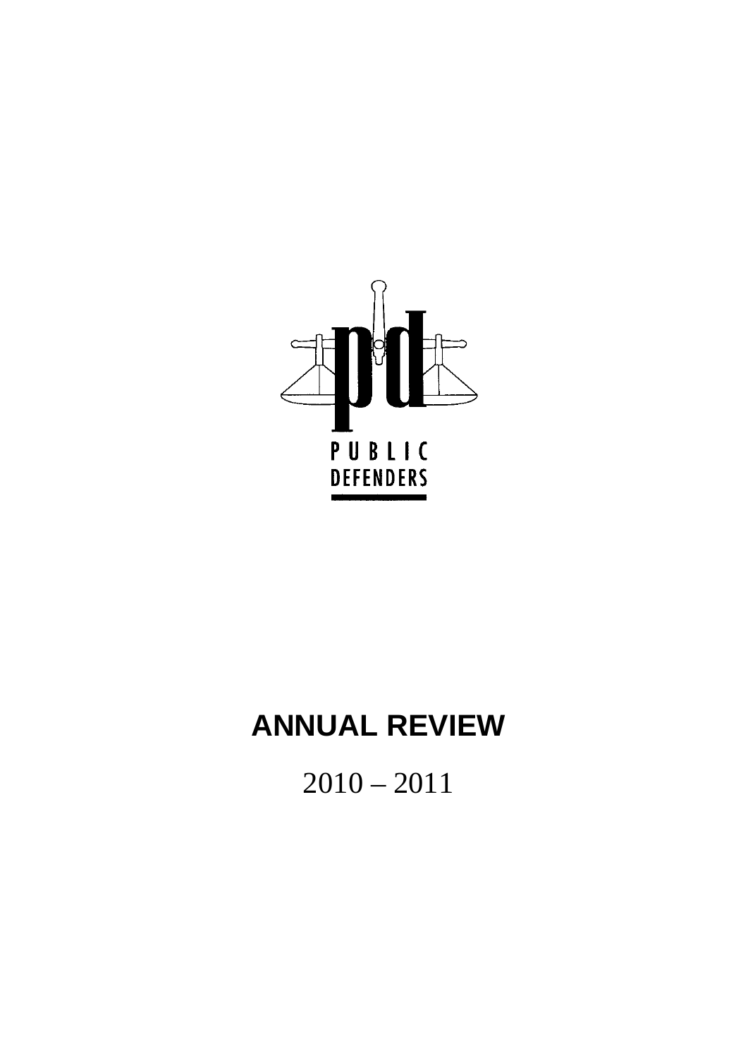PUBLIC DEFENDERS

# ANNUAL REVIEW

2010 – 2011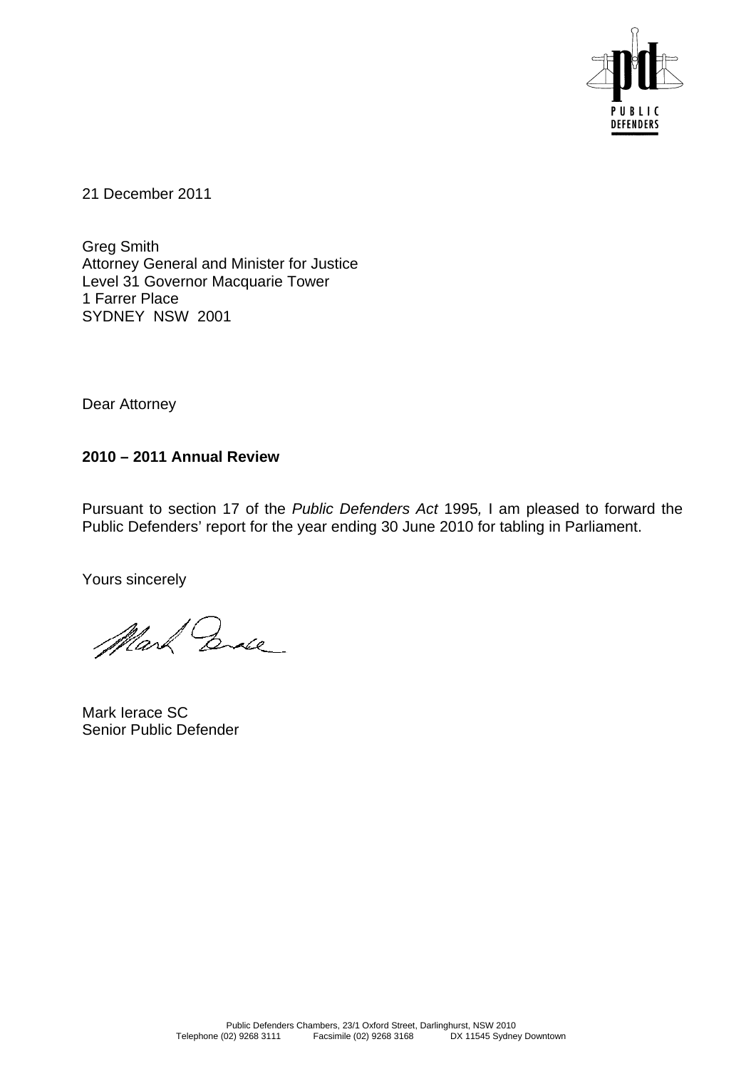PUBLIC DEFENDERS

21 December 2011

Greg Smith  
Attorney General and Minister for Justice  
Level 31 Governor Macquarie Tower  
1 Farrer Place  
SYDNEY NSW 2001

Dear Attorney

**2010 – 2011 Annual Review**

Pursuant to section 17 of the *Public Defenders Act* 1995*,* I am pleased to forward the Public Defenders' report for the year ending 30 June 2010 for tabling in Parliament.

Yours sincerely

Mark Ierace SC  
Senior Public Defender

Public Defenders Chambers, 23/1 Oxford Street, Darlinghurst, NSW 2010  
Telephone (02) 9268 3111 Facsimile (02) 9268 3168 DX 11545 Sydney Downtown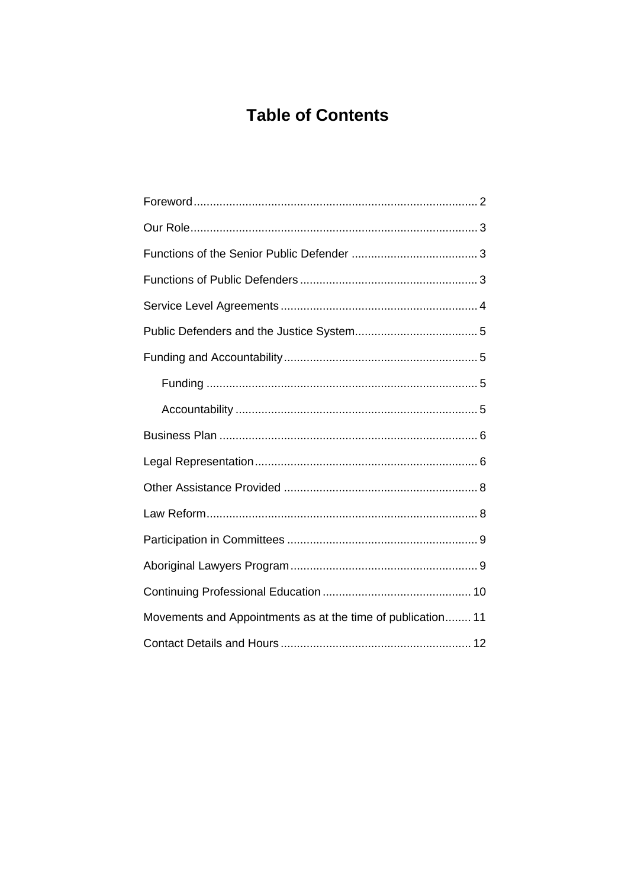# Table of Contents

Foreword ........................................................................................ 2

Our Role ........................................................................................ 3

Functions of the Senior Public Defender ....................................... 3

Functions of Public Defenders ....................................................... 3

Service Level Agreements ............................................................. 4

Public Defenders and the Justice System ...................................... 5

Funding and Accountability ............................................................ 5

- Funding .................................................................................... 5
- Accountability ........................................................................... 5

Business Plan ................................................................................ 6

Legal Representation ..................................................................... 6

Other Assistance Provided ............................................................ 8

Law Reform ................................................................................... 8

Participation in Committees ........................................................... 9

Aboriginal Lawyers Program .......................................................... 9

Continuing Professional Education .............................................. 10

Movements and Appointments as at the time of publication ........ 11

Contact Details and Hours ........................................................... 12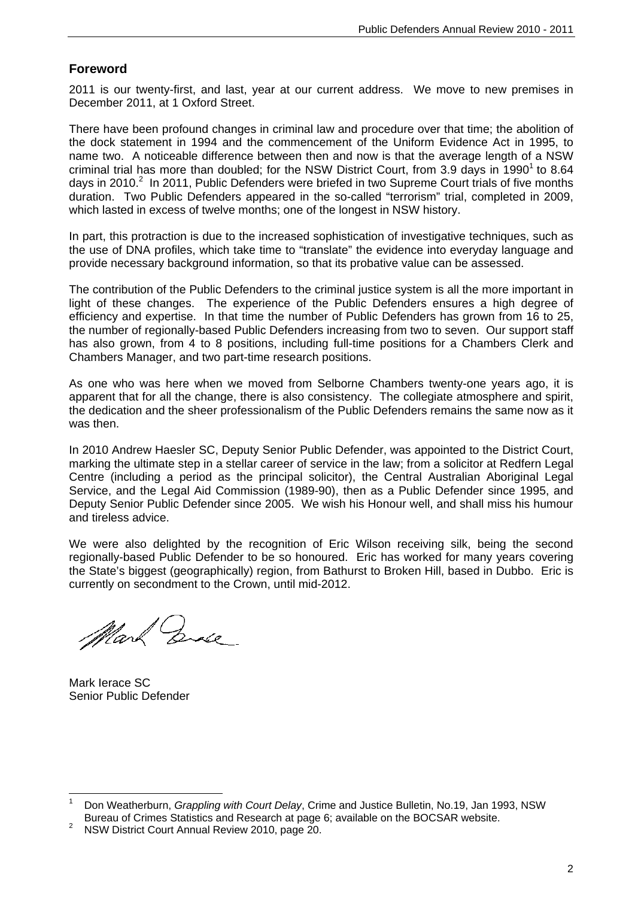## Foreword

2011 is our twenty-first, and last, year at our current address. We move to new premises in December 2011, at 1 Oxford Street.

There have been profound changes in criminal law and procedure over that time; the abolition of the dock statement in 1994 and the commencement of the Uniform Evidence Act in 1995, to name two. A noticeable difference between then and now is that the average length of a NSW criminal trial has more than doubled; for the NSW District Court, from 3.9 days in 1990[1] to 8.64 days in 2010.[2] In 2011, Public Defenders were briefed in two Supreme Court trials of five months duration. Two Public Defenders appeared in the so-called "terrorism" trial, completed in 2009, which lasted in excess of twelve months; one of the longest in NSW history.

In part, this protraction is due to the increased sophistication of investigative techniques, such as the use of DNA profiles, which take time to "translate" the evidence into everyday language and provide necessary background information, so that its probative value can be assessed.

The contribution of the Public Defenders to the criminal justice system is all the more important in light of these changes. The experience of the Public Defenders ensures a high degree of efficiency and expertise. In that time the number of Public Defenders has grown from 16 to 25, the number of regionally-based Public Defenders increasing from two to seven. Our support staff has also grown, from 4 to 8 positions, including full-time positions for a Chambers Clerk and Chambers Manager, and two part-time research positions.

As one who was here when we moved from Selborne Chambers twenty-one years ago, it is apparent that for all the change, there is also consistency. The collegiate atmosphere and spirit, the dedication and the sheer professionalism of the Public Defenders remains the same now as it was then.

In 2010 Andrew Haesler SC, Deputy Senior Public Defender, was appointed to the District Court, marking the ultimate step in a stellar career of service in the law; from a solicitor at Redfern Legal Centre (including a period as the principal solicitor), the Central Australian Aboriginal Legal Service, and the Legal Aid Commission (1989-90), then as a Public Defender since 1995, and Deputy Senior Public Defender since 2005. We wish his Honour well, and shall miss his humour and tireless advice.

We were also delighted by the recognition of Eric Wilson receiving silk, being the second regionally-based Public Defender to be so honoured. Eric has worked for many years covering the State's biggest (geographically) region, from Bathurst to Broken Hill, based in Dubbo. Eric is currently on secondment to the Crown, until mid-2012.

Mark Ierace SC
Senior Public Defender

---

[1] Don Weatherburn, *Grappling with Court Delay*, Crime and Justice Bulletin, No.19, Jan 1993, NSW Bureau of Crimes Statistics and Research at page 6; available on the BOCSAR website.

[2] NSW District Court Annual Review 2010, page 20.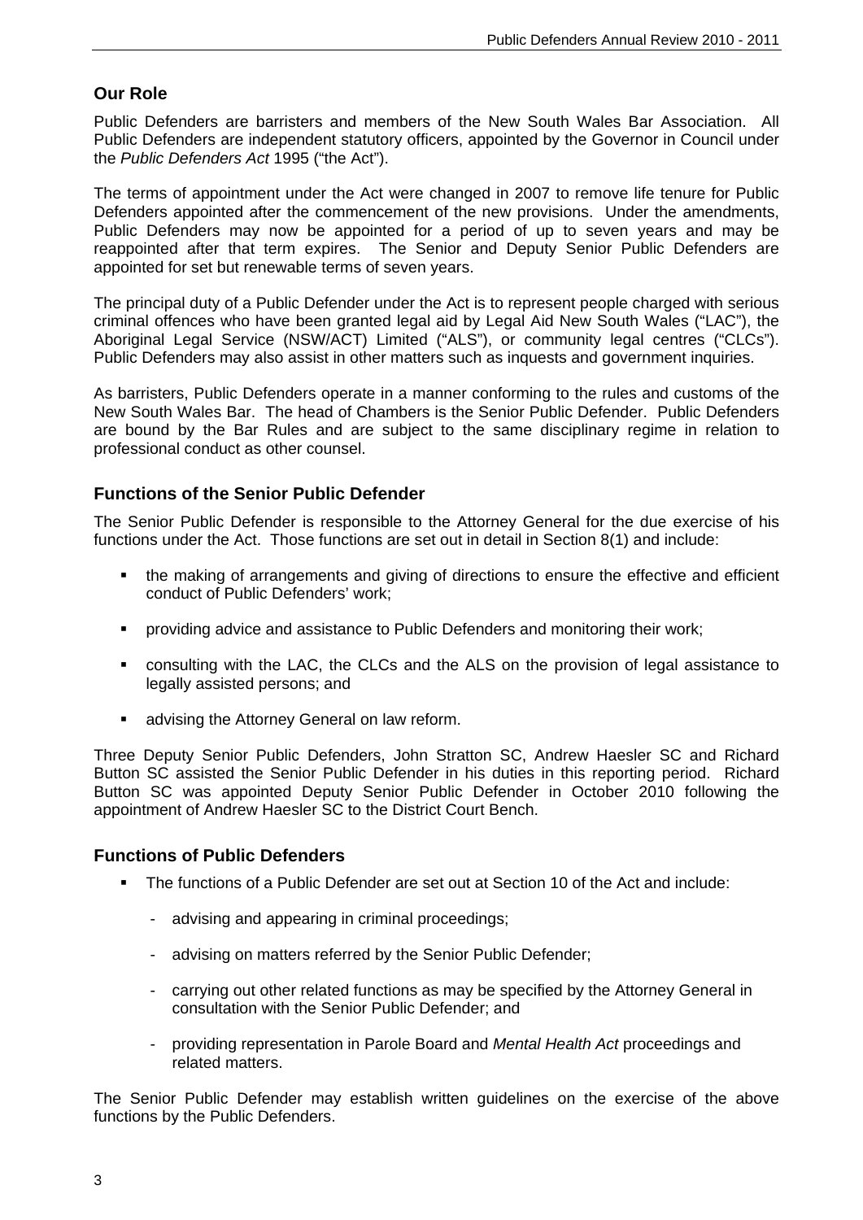## Our Role

Public Defenders are barristers and members of the New South Wales Bar Association. All Public Defenders are independent statutory officers, appointed by the Governor in Council under the *Public Defenders Act* 1995 ("the Act").

The terms of appointment under the Act were changed in 2007 to remove life tenure for Public Defenders appointed after the commencement of the new provisions. Under the amendments, Public Defenders may now be appointed for a period of up to seven years and may be reappointed after that term expires. The Senior and Deputy Senior Public Defenders are appointed for set but renewable terms of seven years.

The principal duty of a Public Defender under the Act is to represent people charged with serious criminal offences who have been granted legal aid by Legal Aid New South Wales ("LAC"), the Aboriginal Legal Service (NSW/ACT) Limited ("ALS"), or community legal centres ("CLCs"). Public Defenders may also assist in other matters such as inquests and government inquiries.

As barristers, Public Defenders operate in a manner conforming to the rules and customs of the New South Wales Bar. The head of Chambers is the Senior Public Defender. Public Defenders are bound by the Bar Rules and are subject to the same disciplinary regime in relation to professional conduct as other counsel.

## Functions of the Senior Public Defender

The Senior Public Defender is responsible to the Attorney General for the due exercise of his functions under the Act. Those functions are set out in detail in Section 8(1) and include:

- the making of arrangements and giving of directions to ensure the effective and efficient conduct of Public Defenders' work;
- providing advice and assistance to Public Defenders and monitoring their work;
- consulting with the LAC, the CLCs and the ALS on the provision of legal assistance to legally assisted persons; and
- advising the Attorney General on law reform.

Three Deputy Senior Public Defenders, John Stratton SC, Andrew Haesler SC and Richard Button SC assisted the Senior Public Defender in his duties in this reporting period. Richard Button SC was appointed Deputy Senior Public Defender in October 2010 following the appointment of Andrew Haesler SC to the District Court Bench.

## Functions of Public Defenders

- The functions of a Public Defender are set out at Section 10 of the Act and include:
  - advising and appearing in criminal proceedings;
  - advising on matters referred by the Senior Public Defender;
  - carrying out other related functions as may be specified by the Attorney General in consultation with the Senior Public Defender; and
  - providing representation in Parole Board and *Mental Health Act* proceedings and related matters.

The Senior Public Defender may establish written guidelines on the exercise of the above functions by the Public Defenders.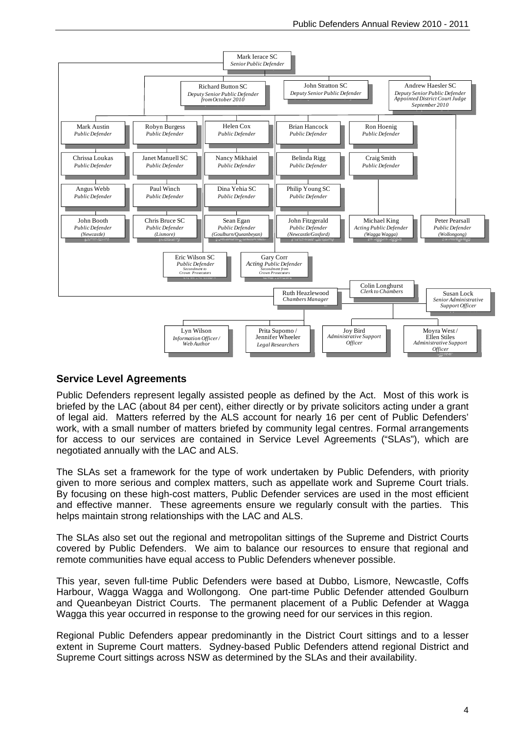Mark Ierace SC
*Senior Public Defender*

Richard Button SC
*Deputy Senior Public Defender from October 2010*

John Stratton SC
*Deputy Senior Public Defender*

Andrew Haesler SC
*Deputy Senior Public Defender Appointed District Court Judge September 2010*

Mark Austin *Public Defender*
Chrissa Loukas *Public Defender*
Angus Webb *Public Defender*
John Booth *Public Defender (Newcastle)*

Robyn Burgess *Public Defender*
Janet Manuell SC *Public Defender*
Paul Winch *Public Defender*
Chris Bruce SC *Public Defender (Lismore)*

Helen Cox *Public Defender*
Nancy Mikhaiel *Public Defender*
Dina Yehia SC *Public Defender*
Sean Egan *Public Defender (Goulburn/Queanbeyan)*

Brian Hancock *Public Defender*
Belinda Rigg *Public Defender*
Philip Young SC *Public Defender*
John Fitzgerald *Public Defender (Newcastle/Gosford)*

Ron Hoenig *Public Defender*
Craig Smith *Public Defender*
Michael King *Acting Public Defender (Wagga Wagga)*

Peter Pearsall *Public Defender (Wollongong)*

Eric Wilson SC *Public Defender Secondment to Crown Prosecutors*

Gary Corr *Acting Public Defender Secondment from Crown Prosecutors*

Ruth Heazlewood *Chambers Manager*

Colin Longhurst *Clerk to Chambers*

Susan Lock *Senior Administrative Support Officer*

Lyn Wilson *Information Officer / Web Author*

Prita Supomo / Jennifer Wheeler *Legal Researchers*

Joy Bird *Administrative Support Officer*

Moyra West / Ellen Stiles *Administrative Support Officer*

## Service Level Agreements

Public Defenders represent legally assisted people as defined by the Act. Most of this work is briefed by the LAC (about 84 per cent), either directly or by private solicitors acting under a grant of legal aid. Matters referred by the ALS account for nearly 16 per cent of Public Defenders' work, with a small number of matters briefed by community legal centres. Formal arrangements for access to our services are contained in Service Level Agreements ("SLAs"), which are negotiated annually with the LAC and ALS.

The SLAs set a framework for the type of work undertaken by Public Defenders, with priority given to more serious and complex matters, such as appellate work and Supreme Court trials. By focusing on these high-cost matters, Public Defender services are used in the most efficient and effective manner. These agreements ensure we regularly consult with the parties. This helps maintain strong relationships with the LAC and ALS.

The SLAs also set out the regional and metropolitan sittings of the Supreme and District Courts covered by Public Defenders. We aim to balance our resources to ensure that regional and remote communities have equal access to Public Defenders whenever possible.

This year, seven full-time Public Defenders were based at Dubbo, Lismore, Newcastle, Coffs Harbour, Wagga Wagga and Wollongong. One part-time Public Defender attended Goulburn and Queanbeyan District Courts. The permanent placement of a Public Defender at Wagga Wagga this year occurred in response to the growing need for our services in this region.

Regional Public Defenders appear predominantly in the District Court sittings and to a lesser extent in Supreme Court matters. Sydney-based Public Defenders attend regional District and Supreme Court sittings across NSW as determined by the SLAs and their availability.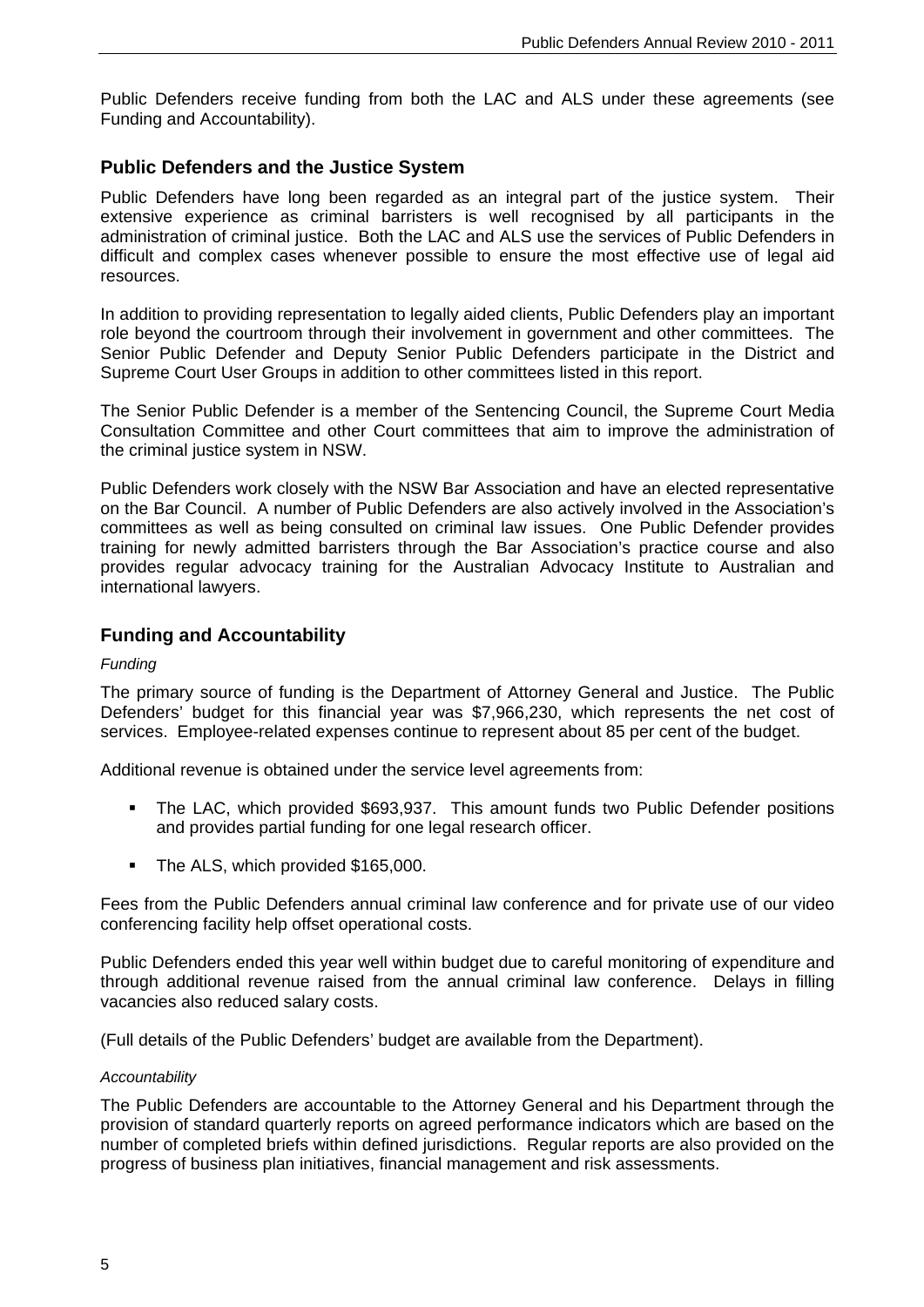Public Defenders receive funding from both the LAC and ALS under these agreements (see Funding and Accountability).

## Public Defenders and the Justice System

Public Defenders have long been regarded as an integral part of the justice system. Their extensive experience as criminal barristers is well recognised by all participants in the administration of criminal justice. Both the LAC and ALS use the services of Public Defenders in difficult and complex cases whenever possible to ensure the most effective use of legal aid resources.

In addition to providing representation to legally aided clients, Public Defenders play an important role beyond the courtroom through their involvement in government and other committees. The Senior Public Defender and Deputy Senior Public Defenders participate in the District and Supreme Court User Groups in addition to other committees listed in this report.

The Senior Public Defender is a member of the Sentencing Council, the Supreme Court Media Consultation Committee and other Court committees that aim to improve the administration of the criminal justice system in NSW.

Public Defenders work closely with the NSW Bar Association and have an elected representative on the Bar Council. A number of Public Defenders are also actively involved in the Association's committees as well as being consulted on criminal law issues. One Public Defender provides training for newly admitted barristers through the Bar Association's practice course and also provides regular advocacy training for the Australian Advocacy Institute to Australian and international lawyers.

## Funding and Accountability

*Funding*

The primary source of funding is the Department of Attorney General and Justice. The Public Defenders' budget for this financial year was $7,966,230, which represents the net cost of services. Employee-related expenses continue to represent about 85 per cent of the budget.

Additional revenue is obtained under the service level agreements from:

- The LAC, which provided $693,937. This amount funds two Public Defender positions and provides partial funding for one legal research officer.
- The ALS, which provided $165,000.

Fees from the Public Defenders annual criminal law conference and for private use of our video conferencing facility help offset operational costs.

Public Defenders ended this year well within budget due to careful monitoring of expenditure and through additional revenue raised from the annual criminal law conference. Delays in filling vacancies also reduced salary costs.

(Full details of the Public Defenders' budget are available from the Department).

*Accountability*

The Public Defenders are accountable to the Attorney General and his Department through the provision of standard quarterly reports on agreed performance indicators which are based on the number of completed briefs within defined jurisdictions. Regular reports are also provided on the progress of business plan initiatives, financial management and risk assessments.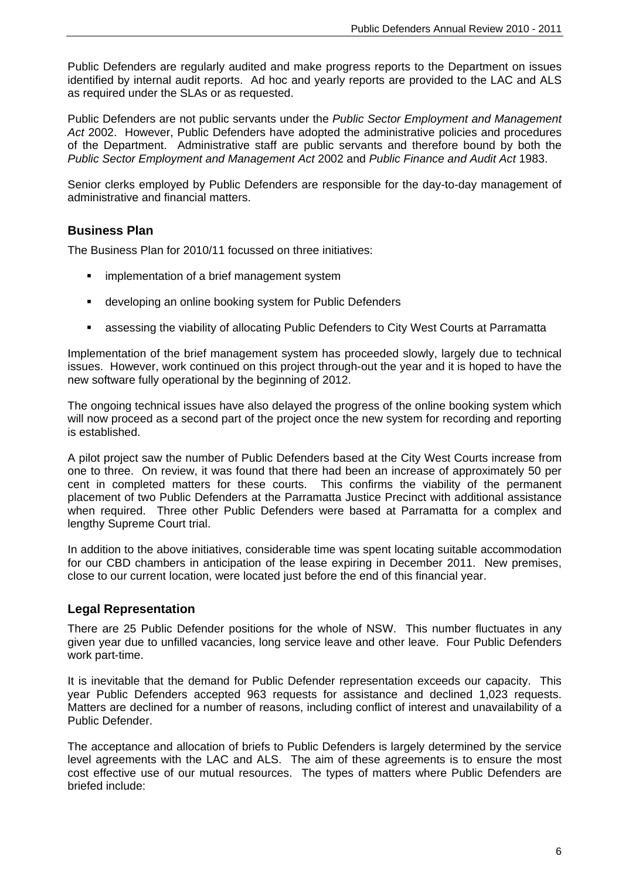Public Defenders are regularly audited and make progress reports to the Department on issues identified by internal audit reports. Ad hoc and yearly reports are provided to the LAC and ALS as required under the SLAs or as requested.

Public Defenders are not public servants under the *Public Sector Employment and Management Act* 2002. However, Public Defenders have adopted the administrative policies and procedures of the Department. Administrative staff are public servants and therefore bound by both the *Public Sector Employment and Management Act* 2002 and *Public Finance and Audit Act* 1983.

Senior clerks employed by Public Defenders are responsible for the day-to-day management of administrative and financial matters.

## Business Plan

The Business Plan for 2010/11 focussed on three initiatives:

- implementation of a brief management system
- developing an online booking system for Public Defenders
- assessing the viability of allocating Public Defenders to City West Courts at Parramatta

Implementation of the brief management system has proceeded slowly, largely due to technical issues. However, work continued on this project through-out the year and it is hoped to have the new software fully operational by the beginning of 2012.

The ongoing technical issues have also delayed the progress of the online booking system which will now proceed as a second part of the project once the new system for recording and reporting is established.

A pilot project saw the number of Public Defenders based at the City West Courts increase from one to three. On review, it was found that there had been an increase of approximately 50 per cent in completed matters for these courts. This confirms the viability of the permanent placement of two Public Defenders at the Parramatta Justice Precinct with additional assistance when required. Three other Public Defenders were based at Parramatta for a complex and lengthy Supreme Court trial.

In addition to the above initiatives, considerable time was spent locating suitable accommodation for our CBD chambers in anticipation of the lease expiring in December 2011. New premises, close to our current location, were located just before the end of this financial year.

## Legal Representation

There are 25 Public Defender positions for the whole of NSW. This number fluctuates in any given year due to unfilled vacancies, long service leave and other leave. Four Public Defenders work part-time.

It is inevitable that the demand for Public Defender representation exceeds our capacity. This year Public Defenders accepted 963 requests for assistance and declined 1,023 requests. Matters are declined for a number of reasons, including conflict of interest and unavailability of a Public Defender.

The acceptance and allocation of briefs to Public Defenders is largely determined by the service level agreements with the LAC and ALS. The aim of these agreements is to ensure the most cost effective use of our mutual resources. The types of matters where Public Defenders are briefed include: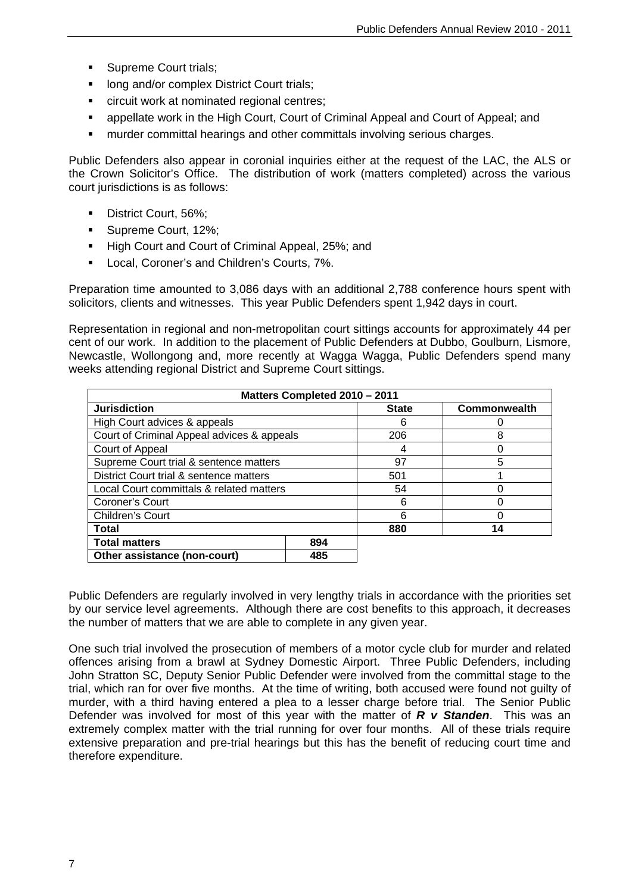- Supreme Court trials;
- long and/or complex District Court trials;
- circuit work at nominated regional centres;
- appellate work in the High Court, Court of Criminal Appeal and Court of Appeal; and
- murder committal hearings and other committals involving serious charges.

Public Defenders also appear in coronial inquiries either at the request of the LAC, the ALS or the Crown Solicitor's Office. The distribution of work (matters completed) across the various court jurisdictions is as follows:

- District Court, 56%;
- Supreme Court, 12%;
- High Court and Court of Criminal Appeal, 25%; and
- Local, Coroner's and Children's Courts, 7%.

Preparation time amounted to 3,086 days with an additional 2,788 conference hours spent with solicitors, clients and witnesses. This year Public Defenders spent 1,942 days in court.

Representation in regional and non-metropolitan court sittings accounts for approximately 44 per cent of our work. In addition to the placement of Public Defenders at Dubbo, Goulburn, Lismore, Newcastle, Wollongong and, more recently at Wagga Wagga, Public Defenders spend many weeks attending regional District and Supreme Court sittings.

| Matters Completed 2010 – 2011 | | | |
|---|---|---|---|
| **Jurisdiction** | | **State** | **Commonwealth** |
| High Court advices & appeals | | 6 | 0 |
| Court of Criminal Appeal advices & appeals | | 206 | 8 |
| Court of Appeal | | 4 | 0 |
| Supreme Court trial & sentence matters | | 97 | 5 |
| District Court trial & sentence matters | | 501 | 1 |
| Local Court committals & related matters | | 54 | 0 |
| Coroner's Court | | 6 | 0 |
| Children's Court | | 6 | 0 |
| **Total** | | **880** | **14** |
| **Total matters** | **894** | | |
| **Other assistance (non-court)** | **485** | | |

Public Defenders are regularly involved in very lengthy trials in accordance with the priorities set by our service level agreements. Although there are cost benefits to this approach, it decreases the number of matters that we are able to complete in any given year.

One such trial involved the prosecution of members of a motor cycle club for murder and related offences arising from a brawl at Sydney Domestic Airport. Three Public Defenders, including John Stratton SC, Deputy Senior Public Defender were involved from the committal stage to the trial, which ran for over five months. At the time of writing, both accused were found not guilty of murder, with a third having entered a plea to a lesser charge before trial. The Senior Public Defender was involved for most of this year with the matter of ***R v Standen***. This was an extremely complex matter with the trial running for over four months. All of these trials require extensive preparation and pre-trial hearings but this has the benefit of reducing court time and therefore expenditure.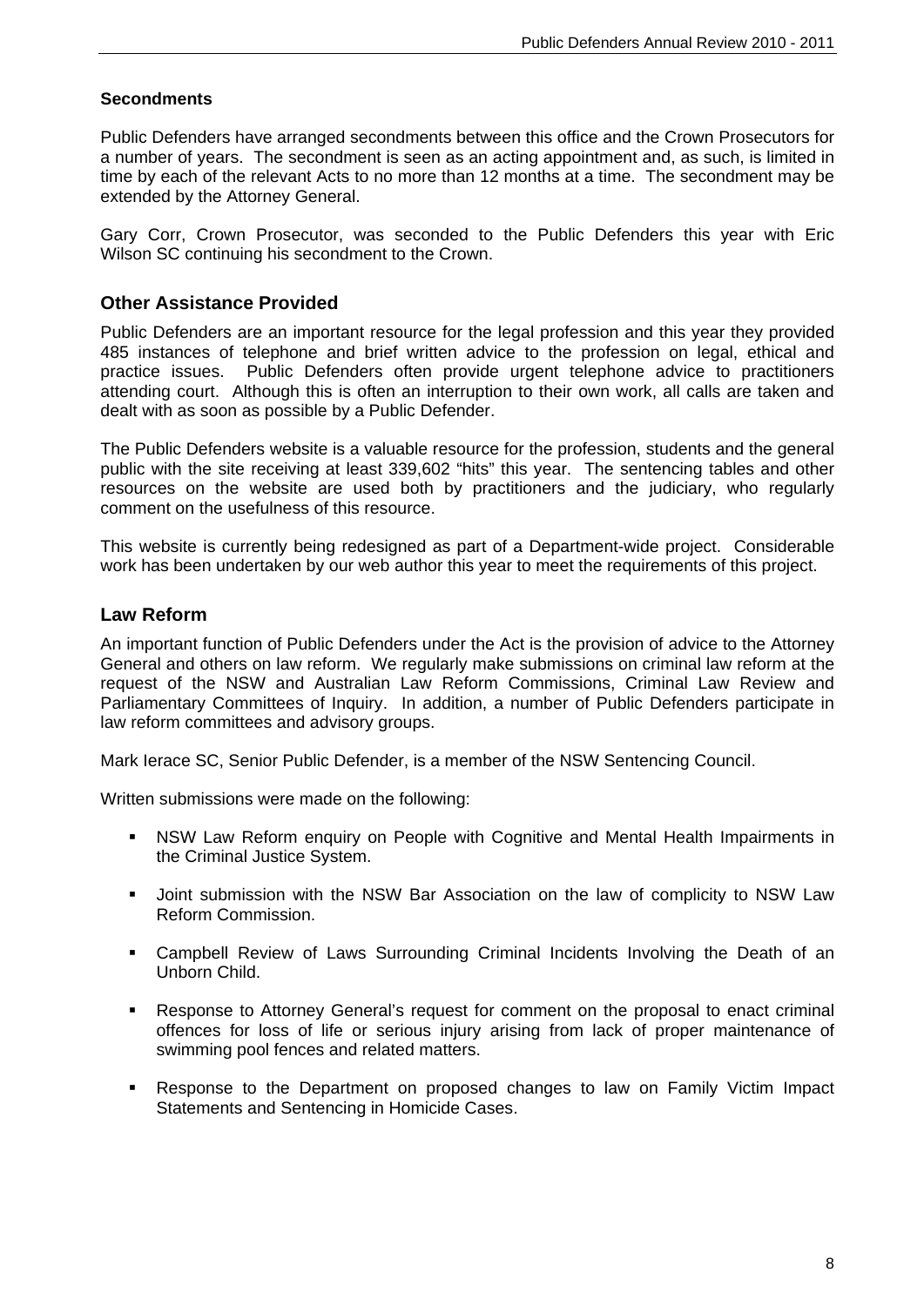### Secondments

Public Defenders have arranged secondments between this office and the Crown Prosecutors for a number of years. The secondment is seen as an acting appointment and, as such, is limited in time by each of the relevant Acts to no more than 12 months at a time. The secondment may be extended by the Attorney General.

Gary Corr, Crown Prosecutor, was seconded to the Public Defenders this year with Eric Wilson SC continuing his secondment to the Crown.

## Other Assistance Provided

Public Defenders are an important resource for the legal profession and this year they provided 485 instances of telephone and brief written advice to the profession on legal, ethical and practice issues. Public Defenders often provide urgent telephone advice to practitioners attending court. Although this is often an interruption to their own work, all calls are taken and dealt with as soon as possible by a Public Defender.

The Public Defenders website is a valuable resource for the profession, students and the general public with the site receiving at least 339,602 "hits" this year. The sentencing tables and other resources on the website are used both by practitioners and the judiciary, who regularly comment on the usefulness of this resource.

This website is currently being redesigned as part of a Department-wide project. Considerable work has been undertaken by our web author this year to meet the requirements of this project.

## Law Reform

An important function of Public Defenders under the Act is the provision of advice to the Attorney General and others on law reform. We regularly make submissions on criminal law reform at the request of the NSW and Australian Law Reform Commissions, Criminal Law Review and Parliamentary Committees of Inquiry. In addition, a number of Public Defenders participate in law reform committees and advisory groups.

Mark Ierace SC, Senior Public Defender, is a member of the NSW Sentencing Council.

Written submissions were made on the following:

- NSW Law Reform enquiry on People with Cognitive and Mental Health Impairments in the Criminal Justice System.
- Joint submission with the NSW Bar Association on the law of complicity to NSW Law Reform Commission.
- Campbell Review of Laws Surrounding Criminal Incidents Involving the Death of an Unborn Child.
- Response to Attorney General's request for comment on the proposal to enact criminal offences for loss of life or serious injury arising from lack of proper maintenance of swimming pool fences and related matters.
- Response to the Department on proposed changes to law on Family Victim Impact Statements and Sentencing in Homicide Cases.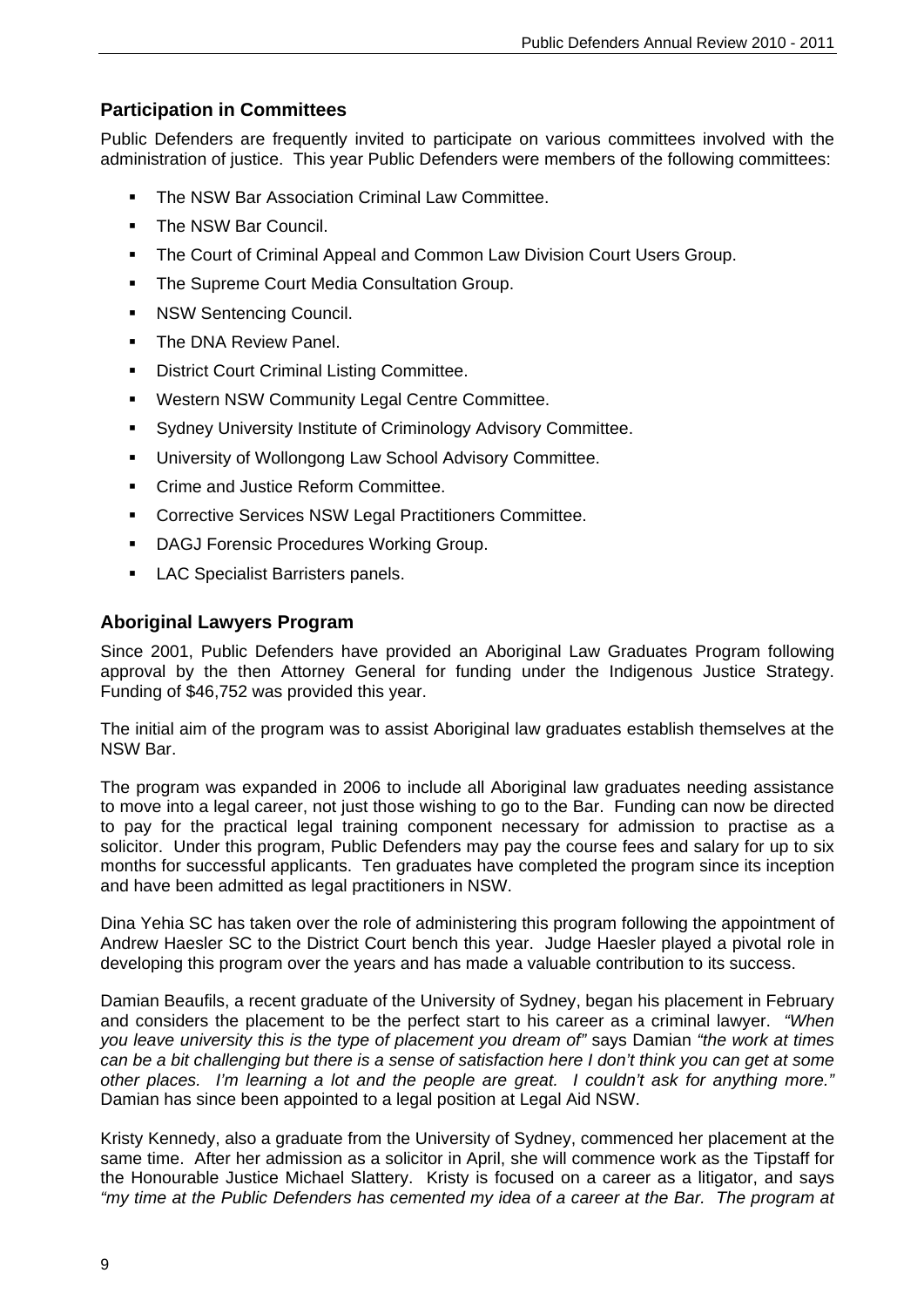## Participation in Committees

Public Defenders are frequently invited to participate on various committees involved with the administration of justice. This year Public Defenders were members of the following committees:

- The NSW Bar Association Criminal Law Committee.
- The NSW Bar Council.
- The Court of Criminal Appeal and Common Law Division Court Users Group.
- The Supreme Court Media Consultation Group.
- NSW Sentencing Council.
- The DNA Review Panel.
- District Court Criminal Listing Committee.
- Western NSW Community Legal Centre Committee.
- Sydney University Institute of Criminology Advisory Committee.
- University of Wollongong Law School Advisory Committee.
- Crime and Justice Reform Committee.
- Corrective Services NSW Legal Practitioners Committee.
- DAGJ Forensic Procedures Working Group.
- LAC Specialist Barristers panels.

## Aboriginal Lawyers Program

Since 2001, Public Defenders have provided an Aboriginal Law Graduates Program following approval by the then Attorney General for funding under the Indigenous Justice Strategy. Funding of $46,752 was provided this year.

The initial aim of the program was to assist Aboriginal law graduates establish themselves at the NSW Bar.

The program was expanded in 2006 to include all Aboriginal law graduates needing assistance to move into a legal career, not just those wishing to go to the Bar. Funding can now be directed to pay for the practical legal training component necessary for admission to practise as a solicitor. Under this program, Public Defenders may pay the course fees and salary for up to six months for successful applicants. Ten graduates have completed the program since its inception and have been admitted as legal practitioners in NSW.

Dina Yehia SC has taken over the role of administering this program following the appointment of Andrew Haesler SC to the District Court bench this year. Judge Haesler played a pivotal role in developing this program over the years and has made a valuable contribution to its success.

Damian Beaufils, a recent graduate of the University of Sydney, began his placement in February and considers the placement to be the perfect start to his career as a criminal lawyer. *"When you leave university this is the type of placement you dream of"* says Damian *"the work at times can be a bit challenging but there is a sense of satisfaction here I don't think you can get at some other places. I'm learning a lot and the people are great. I couldn't ask for anything more."* Damian has since been appointed to a legal position at Legal Aid NSW.

Kristy Kennedy, also a graduate from the University of Sydney, commenced her placement at the same time. After her admission as a solicitor in April, she will commence work as the Tipstaff for the Honourable Justice Michael Slattery. Kristy is focused on a career as a litigator, and says *"my time at the Public Defenders has cemented my idea of a career at the Bar. The program at*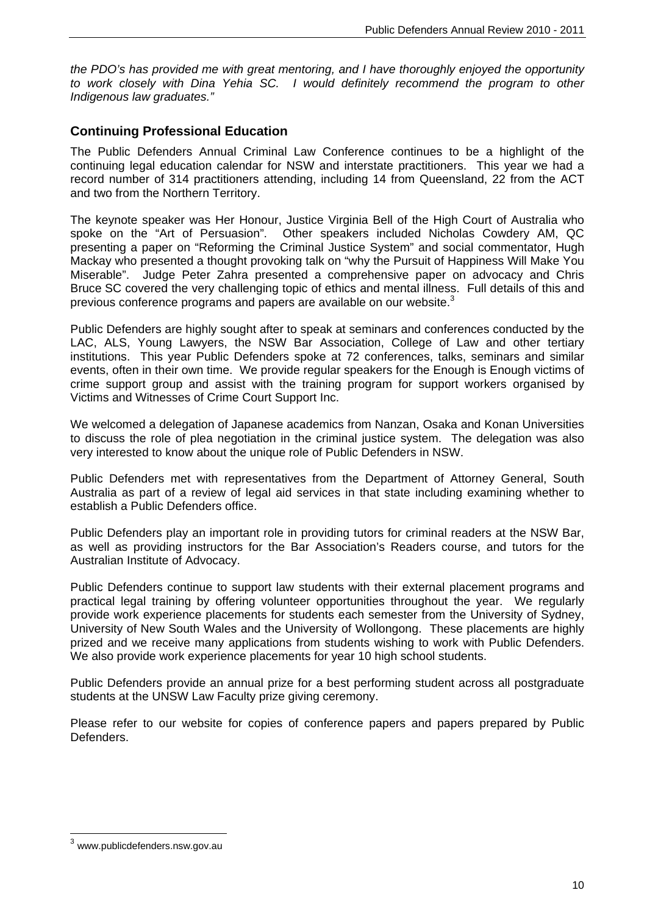*the PDO's has provided me with great mentoring, and I have thoroughly enjoyed the opportunity to work closely with Dina Yehia SC. I would definitely recommend the program to other Indigenous law graduates."*

## Continuing Professional Education

The Public Defenders Annual Criminal Law Conference continues to be a highlight of the continuing legal education calendar for NSW and interstate practitioners. This year we had a record number of 314 practitioners attending, including 14 from Queensland, 22 from the ACT and two from the Northern Territory.

The keynote speaker was Her Honour, Justice Virginia Bell of the High Court of Australia who spoke on the "Art of Persuasion". Other speakers included Nicholas Cowdery AM, QC presenting a paper on "Reforming the Criminal Justice System" and social commentator, Hugh Mackay who presented a thought provoking talk on "why the Pursuit of Happiness Will Make You Miserable". Judge Peter Zahra presented a comprehensive paper on advocacy and Chris Bruce SC covered the very challenging topic of ethics and mental illness. Full details of this and previous conference programs and papers are available on our website.[3]

Public Defenders are highly sought after to speak at seminars and conferences conducted by the LAC, ALS, Young Lawyers, the NSW Bar Association, College of Law and other tertiary institutions. This year Public Defenders spoke at 72 conferences, talks, seminars and similar events, often in their own time. We provide regular speakers for the Enough is Enough victims of crime support group and assist with the training program for support workers organised by Victims and Witnesses of Crime Court Support Inc.

We welcomed a delegation of Japanese academics from Nanzan, Osaka and Konan Universities to discuss the role of plea negotiation in the criminal justice system. The delegation was also very interested to know about the unique role of Public Defenders in NSW.

Public Defenders met with representatives from the Department of Attorney General, South Australia as part of a review of legal aid services in that state including examining whether to establish a Public Defenders office.

Public Defenders play an important role in providing tutors for criminal readers at the NSW Bar, as well as providing instructors for the Bar Association's Readers course, and tutors for the Australian Institute of Advocacy.

Public Defenders continue to support law students with their external placement programs and practical legal training by offering volunteer opportunities throughout the year. We regularly provide work experience placements for students each semester from the University of Sydney, University of New South Wales and the University of Wollongong. These placements are highly prized and we receive many applications from students wishing to work with Public Defenders. We also provide work experience placements for year 10 high school students.

Public Defenders provide an annual prize for a best performing student across all postgraduate students at the UNSW Law Faculty prize giving ceremony.

Please refer to our website for copies of conference papers and papers prepared by Public Defenders.

---

[3] www.publicdefenders.nsw.gov.au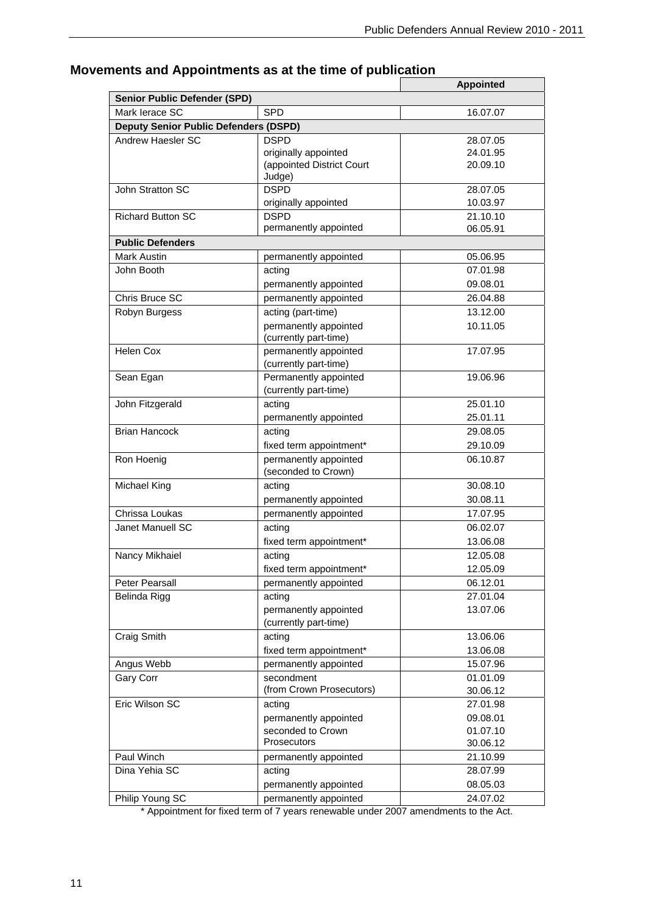## Movements and Appointments as at the time of publication

| | | Appointed |
|---|---|---|
| **Senior Public Defender (SPD)** | | |
| Mark Ierace SC | SPD | 16.07.07 |
| **Deputy Senior Public Defenders (DSPD)** | | |
| Andrew Haesler SC | DSPD<br>originally appointed<br>(appointed District Court Judge) | 28.07.05<br>24.01.95<br>20.09.10 |
| John Stratton SC | DSPD<br>originally appointed | 28.07.05<br>10.03.97 |
| Richard Button SC | DSPD<br>permanently appointed | 21.10.10<br>06.05.91 |
| **Public Defenders** | | |
| Mark Austin | permanently appointed | 05.06.95 |
| John Booth | acting<br>permanently appointed | 07.01.98<br>09.08.01 |
| Chris Bruce SC | permanently appointed | 26.04.88 |
| Robyn Burgess | acting (part-time)<br>permanently appointed (currently part-time) | 13.12.00<br>10.11.05 |
| Helen Cox | permanently appointed (currently part-time) | 17.07.95 |
| Sean Egan | Permanently appointed (currently part-time) | 19.06.96 |
| John Fitzgerald | acting<br>permanently appointed | 25.01.10<br>25.01.11 |
| Brian Hancock | acting<br>fixed term appointment* | 29.08.05<br>29.10.09 |
| Ron Hoenig | permanently appointed (seconded to Crown) | 06.10.87 |
| Michael King | acting<br>permanently appointed | 30.08.10<br>30.08.11 |
| Chrissa Loukas | permanently appointed | 17.07.95 |
| Janet Manuell SC | acting<br>fixed term appointment* | 06.02.07<br>13.06.08 |
| Nancy Mikhaiel | acting<br>fixed term appointment* | 12.05.08<br>12.05.09 |
| Peter Pearsall | permanently appointed | 06.12.01 |
| Belinda Rigg | acting<br>permanently appointed (currently part-time) | 27.01.04<br>13.07.06 |
| Craig Smith | acting<br>fixed term appointment* | 13.06.06<br>13.06.08 |
| Angus Webb | permanently appointed | 15.07.96 |
| Gary Corr | secondment (from Crown Prosecutors) | 01.01.09<br>30.06.12 |
| Eric Wilson SC | acting<br>permanently appointed<br>seconded to Crown Prosecutors | 27.01.98<br>09.08.01<br>01.07.10<br>30.06.12 |
| Paul Winch | permanently appointed | 21.10.99 |
| Dina Yehia SC | acting<br>permanently appointed | 28.07.99<br>08.05.03 |
| Philip Young SC | permanently appointed | 24.07.02 |

* Appointment for fixed term of 7 years renewable under 2007 amendments to the Act.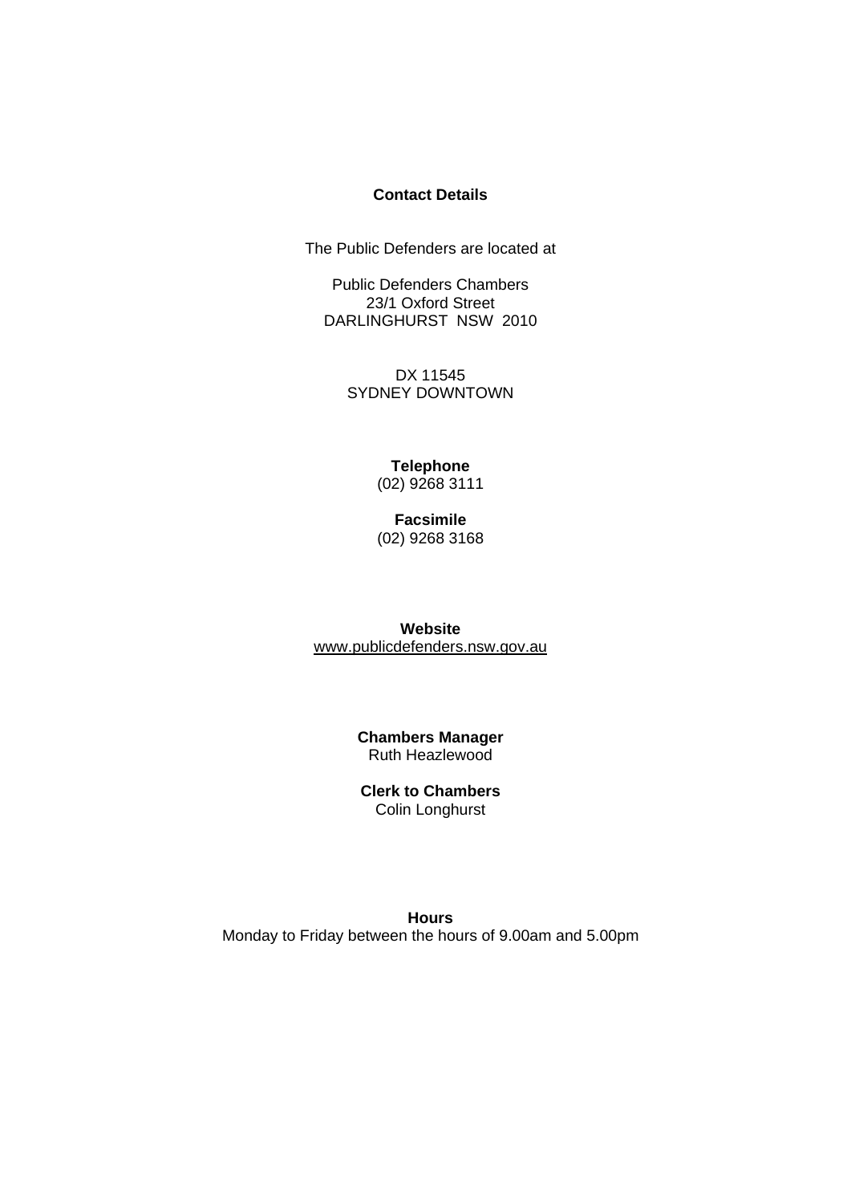**Contact Details**

The Public Defenders are located at

Public Defenders Chambers
23/1 Oxford Street
DARLINGHURST NSW 2010

DX 11545
SYDNEY DOWNTOWN

**Telephone**
(02) 9268 3111

**Facsimile**
(02) 9268 3168

**Website**
www.publicdefenders.nsw.gov.au

**Chambers Manager**
Ruth Heazlewood

**Clerk to Chambers**
Colin Longhurst

**Hours**
Monday to Friday between the hours of 9.00am and 5.00pm